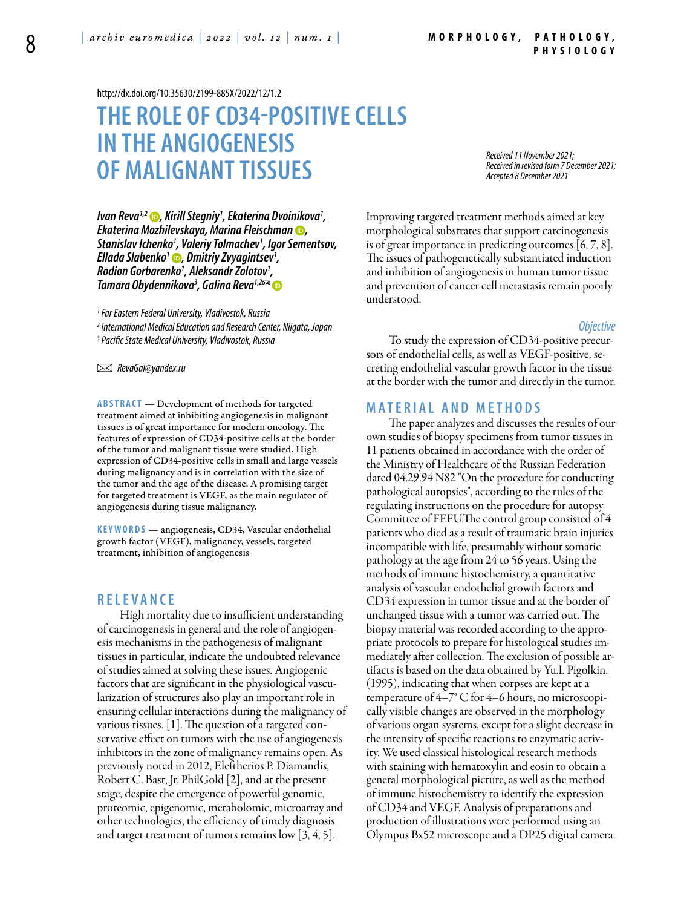http://dx.doi.org/10.35630/2199-885X/2022/12/1.2

# THE ROLE OF CD34-POSITIVE CELLS IN THE ANGIOGENESIS OF MALIGNANT TISSUES

*Received 11 November 2021; Received in revised form 7 December 2021; Accepted 8 December 2021*

***Ivan Reva[1,2], Kirill Stegniy[1], Ekaterina Dvoinikova[1], Ekaterina Mozhilevskaya, Marina Fleischman, Stanislav Ichenko[1], Valeriy Tolmachev[1], Igor Sementsov, Ellada Slabenko[1], Dmitriy Zvyagintsev[1], Rodion Gorbarenko[1], Aleksandr Zolotov[1], Tamara Obydennikova[3], Galina Reva[1,2]***

*[1] Far Eastern Federal University, Vladivostok, Russia*
*[2] International Medical Education and Research Center, Niigata, Japan*
*[3] Pacific State Medical University, Vladivostok, Russia*

*RevaGal@yandex.ru*

**ABSTRACT** — Development of methods for targeted treatment aimed at inhibiting angiogenesis in malignant tissues is of great importance for modern oncology. The features of expression of CD34-positive cells at the border of the tumor and malignant tissue were studied. High expression of CD34-positive cells in small and large vessels during malignancy and is in correlation with the size of the tumor and the age of the disease. A promising target for targeted treatment is VEGF, as the main regulator of angiogenesis during tissue malignancy.

**KEYWORDS** — angiogenesis, CD34, Vascular endothelial growth factor (VEGF), malignancy, vessels, targeted treatment, inhibition of angiogenesis

## RELEVANCE

High mortality due to insufficient understanding of carcinogenesis in general and the role of angiogenesis mechanisms in the pathogenesis of malignant tissues in particular, indicate the undoubted relevance of studies aimed at solving these issues. Angiogenic factors that are significant in the physiological vascularization of structures also play an important role in ensuring cellular interactions during the malignancy of various tissues. [1]. The question of a targeted conservative effect on tumors with the use of angiogenesis inhibitors in the zone of malignancy remains open. As previously noted in 2012, Eleftherios P. Diamandis, Robert C. Bast, Jr. PhilGold [2], and at the present stage, despite the emergence of powerful genomic, proteomic, epigenomic, metabolomic, microarray and other technologies, the efficiency of timely diagnosis and target treatment of tumors remains low [3, 4, 5]. Improving targeted treatment methods aimed at key morphological substrates that support carcinogenesis is of great importance in predicting outcomes.[6, 7, 8]. The issues of pathogenetically substantiated induction and inhibition of angiogenesis in human tumor tissue and prevention of cancer cell metastasis remain poorly understood.

### *Objective*

To study the expression of CD34-positive precursors of endothelial cells, as well as VEGF-positive, secreting endothelial vascular growth factor in the tissue at the border with the tumor and directly in the tumor.

## MATERIAL AND METHODS

The paper analyzes and discusses the results of our own studies of biopsy specimens from tumor tissues in 11 patients obtained in accordance with the order of the Ministry of Healthcare of the Russian Federation dated 04.29.94 N82 "On the procedure for conducting pathological autopsies", according to the rules of the regulating instructions on the procedure for autopsy Committee of FEFU.The control group consisted of 4 patients who died as a result of traumatic brain injuries incompatible with life, presumably without somatic pathology at the age from 24 to 56 years. Using the methods of immune histochemistry, a quantitative analysis of vascular endothelial growth factors and CD34 expression in tumor tissue and at the border of unchanged tissue with a tumor was carried out. The biopsy material was recorded according to the appropriate protocols to prepare for histological studies immediately after collection. The exclusion of possible artifacts is based on the data obtained by Yu.I. Pigolkin. (1995), indicating that when corpses are kept at a temperature of 4–7° C for 4–6 hours, no microscopically visible changes are observed in the morphology of various organ systems, except for a slight decrease in the intensity of specific reactions to enzymatic activity. We used classical histological research methods with staining with hematoxylin and eosin to obtain a general morphological picture, as well as the method of immune histochemistry to identify the expression of CD34 and VEGF. Analysis of preparations and production of illustrations were performed using an Olympus Bx52 microscope and a DP25 digital camera.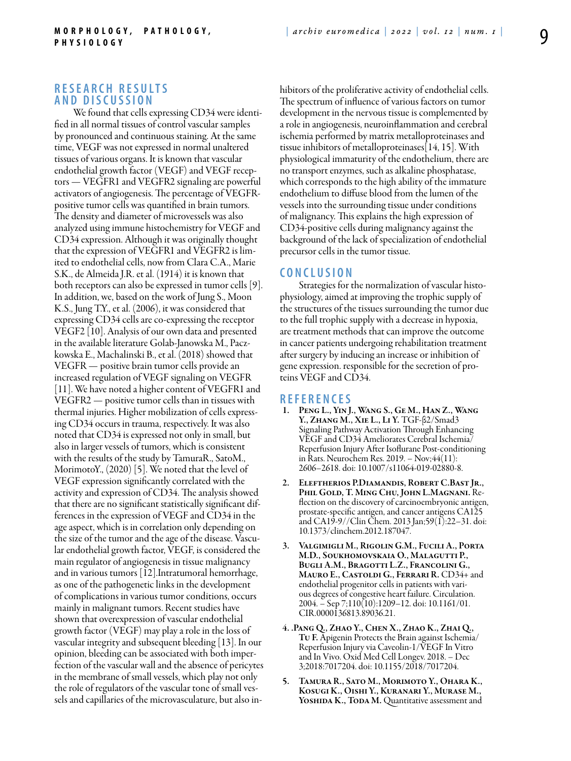## RESEARCH RESULTS AND DISCUSSION

We found that cells expressing CD34 were identified in all normal tissues of control vascular samples by pronounced and continuous staining. At the same time, VEGF was not expressed in normal unaltered tissues of various organs. It is known that vascular endothelial growth factor (VEGF) and VEGF receptors — VEGFR1 and VEGFR2 signaling are powerful activators of angiogenesis. The percentage of VEGFR-positive tumor cells was quantified in brain tumors. The density and diameter of microvessels was also analyzed using immune histochemistry for VEGF and CD34 expression. Although it was originally thought that the expression of VEGFR1 and VEGFR2 is limited to endothelial cells, now from Clara C.A., Marie S.K., de Almeida J.R. et al. (1914) it is known that both receptors can also be expressed in tumor cells [9]. In addition, we, based on the work of Jung S., Moon K.S., Jung T.Y., et al. (2006), it was considered that expressing CD34 cells are co-expressing the receptor VEGF2 [10]. Analysis of our own data and presented in the available literature Golab-Janowska M., Paczkowska E., Machalinski B., et al. (2018) showed that VEGFR — positive brain tumor cells provide an increased regulation of VEGF signaling on VEGFR [11]. We have noted a higher content of VEGFR1 and VEGFR2 — positive tumor cells than in tissues with thermal injuries. Higher mobilization of cells expressing CD34 occurs in trauma, respectively. It was also noted that CD34 is expressed not only in small, but also in larger vessels of tumors, which is consistent with the results of the study by TamuraR., SatoM., MorimotoY., (2020) [5]. We noted that the level of VEGF expression significantly correlated with the activity and expression of CD34. The analysis showed that there are no significant statistically significant differences in the expression of VEGF and CD34 in the age aspect, which is in correlation only depending on the size of the tumor and the age of the disease. Vascular endothelial growth factor, VEGF, is considered the main regulator of angiogenesis in tissue malignancy and in various tumors [12].Intratumoral hemorrhage, as one of the pathogenetic links in the development of complications in various tumor conditions, occurs mainly in malignant tumors. Recent studies have shown that overexpression of vascular endothelial growth factor (VEGF) may play a role in the loss of vascular integrity and subsequent bleeding [13]. In our opinion, bleeding can be associated with both imperfection of the vascular wall and the absence of pericytes in the membrane of small vessels, which play not only the role of regulators of the vascular tone of small vessels and capillaries of the microvasculature, but also inhibitors of the proliferative activity of endothelial cells. The spectrum of influence of various factors on tumor development in the nervous tissue is complemented by a role in angiogenesis, neuroinflammation and cerebral ischemia performed by matrix metalloproteinases and tissue inhibitors of metalloproteinases[14, 15]. With physiological immaturity of the endothelium, there are no transport enzymes, such as alkaline phosphatase, which corresponds to the high ability of the immature endothelium to diffuse blood from the lumen of the vessels into the surrounding tissue under conditions of malignancy. This explains the high expression of CD34-positive cells during malignancy against the background of the lack of specialization of endothelial precursor cells in the tumor tissue.

## CONCLUSION

Strategies for the normalization of vascular histophysiology, aimed at improving the trophic supply of the structures of the tissues surrounding the tumor due to the full trophic supply with a decrease in hypoxia, are treatment methods that can improve the outcome in cancer patients undergoing rehabilitation treatment after surgery by inducing an increase or inhibition of gene expression. responsible for the secretion of proteins VEGF and CD34.

## REFERENCES

1. **Peng L., Yin J., Wang S., Ge M., Han Z., Wang Y., Zhang M., Xie L., Li Y.** TGF-β2/Smad3 Signaling Pathway Activation Through Enhancing VEGF and CD34 Ameliorates Cerebral Ischemia/Reperfusion Injury After Isoflurane Post-conditioning in Rats. Neurochem Res. 2019. – Nov;44(11): 2606–2618. doi: 10.1007/s11064-019-02880-8.
2. **Eleftherios P.Diamandis, Robert C.Bast Jr., Phil Gold, T. Ming Chu, John L.Magnani.** Reflection on the discovery of carcinoembryonic antigen, prostate-specific antigen, and cancer antigens CA125 and CA19-9//Clin Chem. 2013 Jan;59(1):22–31. doi: 10.1373/clinchem.2012.187047.
3. **Valgimigli M., Rigolin G.M., Fucili A., Porta M.D., Soukhomovskaia O., Malagutti P., Bugli A.M., Bragotti L.Z., Francolini G., Mauro E., Castoldi G., Ferrari R.** CD34+ and endothelial progenitor cells in patients with various degrees of congestive heart failure. Circulation. 2004. – Sep 7;110(10):1209–12. doi: 10.1161/01.CIR.0000136813.89036.21.
4. .**Pang Q., Zhao Y., Chen X., Zhao K., Zhai Q., Tu F.** Apigenin Protects the Brain against Ischemia/Reperfusion Injury via Caveolin-1/VEGF In Vitro and In Vivo. Oxid Med Cell Longev. 2018. – Dec 3;2018:7017204. doi: 10.1155/2018/7017204.
5. **Tamura R., Sato M., Morimoto Y., Ohara K., Kosugi K., Oishi Y., Kuranari Y., Murase M., Yoshida K., Toda M.** Quantitative assessment and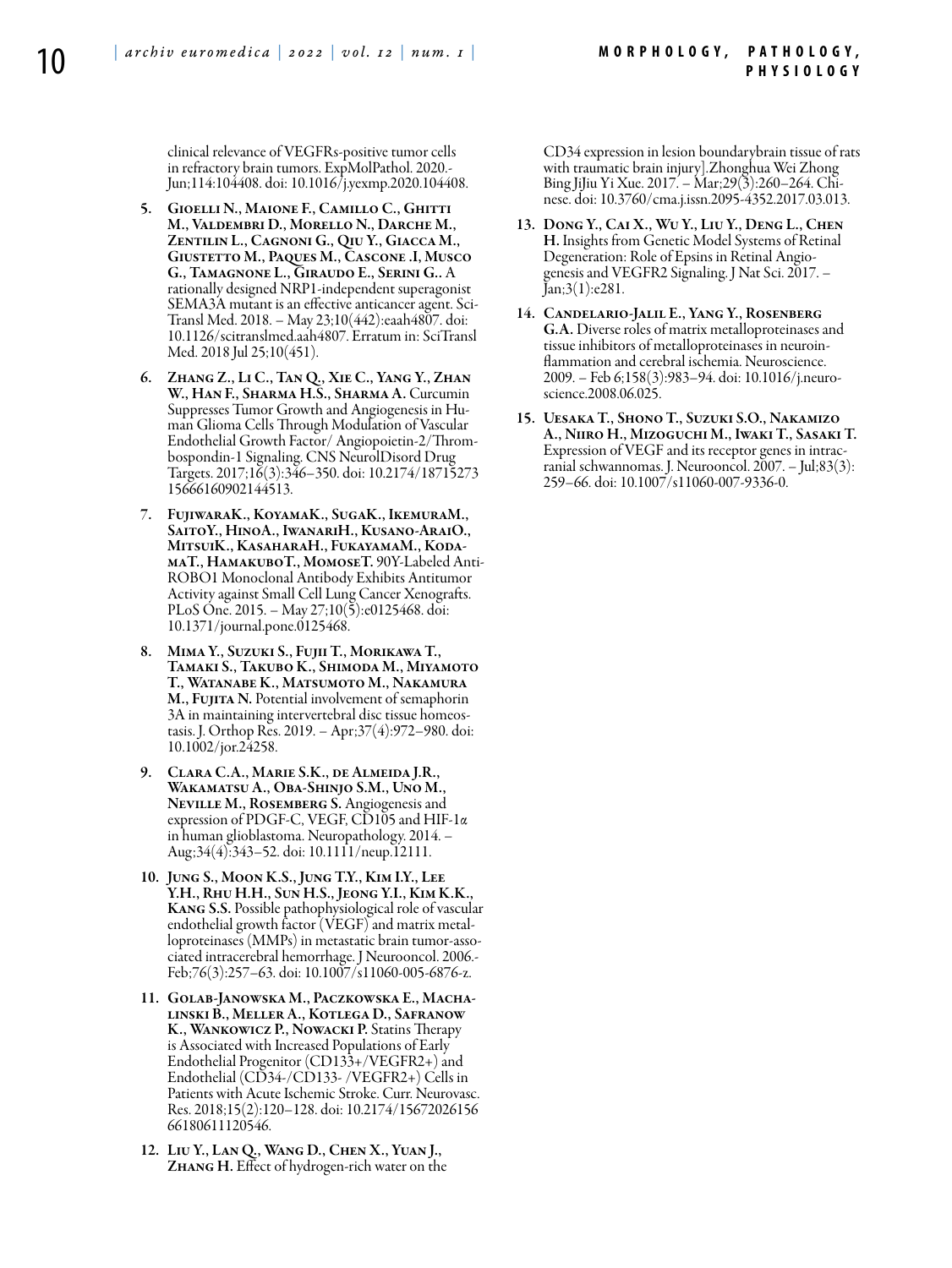clinical relevance of VEGFRs-positive tumor cells in refractory brain tumors. ExpMolPathol. 2020.-Jun;114:104408. doi: 10.1016/j.yexmp.2020.104408.

5. **Gioelli N., Maione F., Camillo C., Ghitti M., Valdembri D., Morello N., Darche M., Zentilin L., Cagnoni G., Qiu Y., Giacca M., Giustetto M., Paques M., Cascone .I, Musco G., Tamagnone L., Giraudo E., Serini G..** A rationally designed NRP1-independent superagonist SEMA3A mutant is an effective anticancer agent. SciTransl Med. 2018. – May 23;10(442):eaah4807. doi: 10.1126/scitranslmed.aah4807. Erratum in: SciTransl Med. 2018 Jul 25;10(451).

6. **Zhang Z., Li C., Tan Q., Xie C., Yang Y., Zhan W., Han F., Sharma H.S., Sharma A.** Curcumin Suppresses Tumor Growth and Angiogenesis in Human Glioma Cells Through Modulation of Vascular Endothelial Growth Factor/ Angiopoietin-2/Thrombospondin-1 Signaling. CNS NeurolDisord Drug Targets. 2017;16(3):346–350. doi: 10.2174/18715273 15666160902144513.

7. **FujiwaraK., KoyamaK., SugaK., IkemuraM., SaitoY., HinoA., IwanariH., Kusano-AraiO., MitsuiK., KasaharaH., FukayamaM., KodamaT., HamakuboT., MomoseT.** 90Y-Labeled Anti-ROBO1 Monoclonal Antibody Exhibits Antitumor Activity against Small Cell Lung Cancer Xenografts. PLoS One. 2015. – May 27;10(5):e0125468. doi: 10.1371/journal.pone.0125468.

8. **Mima Y., Suzuki S., Fujii T., Morikawa T., Tamaki S., Takubo K., Shimoda M., Miyamoto T., Watanabe K., Matsumoto M., Nakamura M., Fujita N.** Potential involvement of semaphorin 3A in maintaining intervertebral disc tissue homeostasis. J. Orthop Res. 2019. – Apr;37(4):972–980. doi: 10.1002/jor.24258.

9. **Clara C.A., Marie S.K., de Almeida J.R., Wakamatsu A., Oba-Shinjo S.M., Uno M., Neville M., Rosemberg S.** Angiogenesis and expression of PDGF-C, VEGF, CD105 and HIF-1α in human glioblastoma. Neuropathology. 2014. – Aug;34(4):343–52. doi: 10.1111/neup.12111.

10. **Jung S., Moon K.S., Jung T.Y., Kim I.Y., Lee Y.H., Rhu H.H., Sun H.S., Jeong Y.I., Kim K.K., Kang S.S.** Possible pathophysiological role of vascular endothelial growth factor (VEGF) and matrix metalloproteinases (MMPs) in metastatic brain tumor-associated intracerebral hemorrhage. J Neurooncol. 2006.-Feb;76(3):257–63. doi: 10.1007/s11060-005-6876-z.

11. **Golab-Janowska M., Paczkowska E., Machalinski B., Meller A., Kotlega D., Safranow K., Wankowicz P., Nowacki P.** Statins Therapy is Associated with Increased Populations of Early Endothelial Progenitor (CD133+/VEGFR2+) and Endothelial (CD34-/CD133- /VEGFR2+) Cells in Patients with Acute Ischemic Stroke. Curr. Neurovasc. Res. 2018;15(2):120–128. doi: 10.2174/15672026156 66180611120546.

12. **Liu Y., Lan Q., Wang D., Chen X., Yuan J., Zhang H.** Effect of hydrogen-rich water on the CD34 expression in lesion boundarybrain tissue of rats with traumatic brain injury].Zhonghua Wei Zhong Bing JiJiu Yi Xue. 2017. – Mar;29(3):260–264. Chinese. doi: 10.3760/cma.j.issn.2095-4352.2017.03.013.

13. **Dong Y., Cai X., Wu Y., Liu Y., Deng L., Chen H.** Insights from Genetic Model Systems of Retinal Degeneration: Role of Epsins in Retinal Angiogenesis and VEGFR2 Signaling. J Nat Sci. 2017. – Jan;3(1):e281.

14. **Candelario-Jalil E., Yang Y., Rosenberg G.A.** Diverse roles of matrix metalloproteinases and tissue inhibitors of metalloproteinases in neuroinflammation and cerebral ischemia. Neuroscience. 2009. – Feb 6;158(3):983–94. doi: 10.1016/j.neuroscience.2008.06.025.

15. **Uesaka T., Shono T., Suzuki S.O., Nakamizo A., Niiro H., Mizoguchi M., Iwaki T., Sasaki T.** Expression of VEGF and its receptor genes in intracranial schwannomas. J. Neurooncol. 2007. – Jul;83(3): 259–66. doi: 10.1007/s11060-007-9336-0.